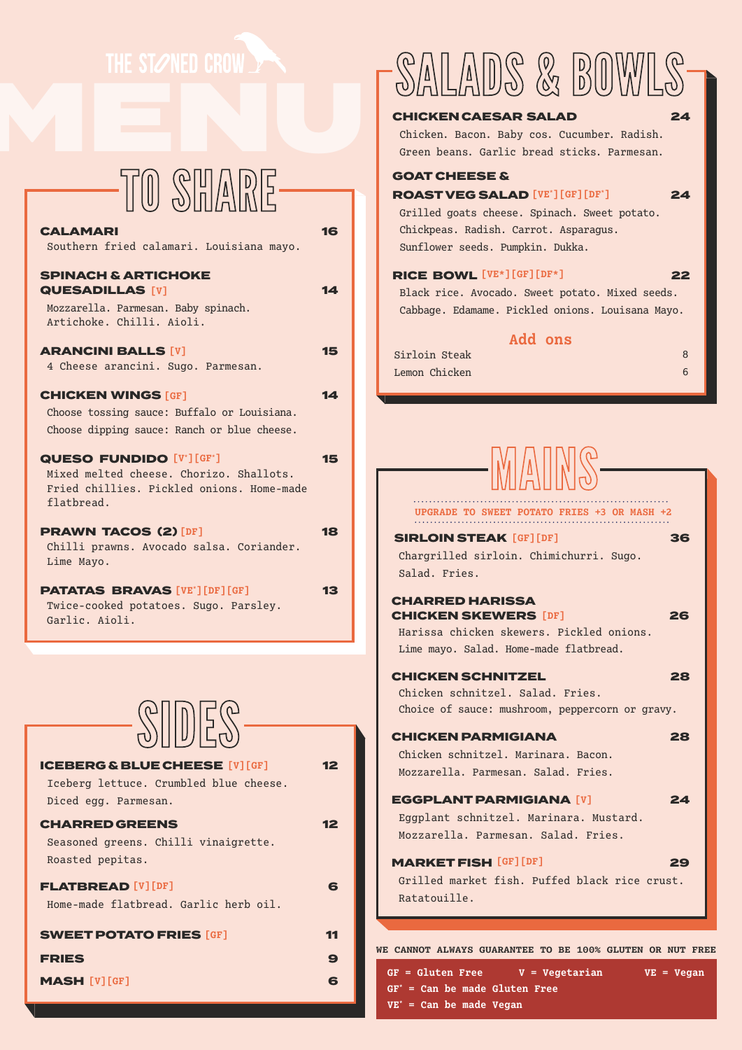THE STONED CROW

# MENU

## TO SHARE

**CALAMARI** — 16
Southern fried calamari. Louisiana mayo.

**SPINACH & ARTICHOKE QUESADILLAS** [V] — 14
Mozzarella. Parmesan. Baby spinach. Artichoke. Chilli. Aioli.

**ARANCINI BALLS** [V] — 15
4 Cheese arancini. Sugo. Parmesan.

**CHICKEN WINGS** [GF] — 14
Choose tossing sauce: Buffalo or Louisiana.
Choose dipping sauce: Ranch or blue cheese.

**QUESO FUNDIDO** [V*][GF*] — 15
Mixed melted cheese. Chorizo. Shallots. Fried chillies. Pickled onions. Home-made flatbread.

**PRAWN TACOS (2)** [DF] — 18
Chilli prawns. Avocado salsa. Coriander. Lime Mayo.

**PATATAS BRAVAS** [VE*][DF][GF] — 13
Twice-cooked potatoes. Sugo. Parsley. Garlic. Aioli.

## SIDES

**ICEBERG & BLUE CHEESE** [V][GF] — 12
Iceberg lettuce. Crumbled blue cheese. Diced egg. Parmesan.

**CHARRED GREENS** — 12
Seasoned greens. Chilli vinaigrette. Roasted pepitas.

**FLATBREAD** [V][DF] — 6
Home-made flatbread. Garlic herb oil.

**SWEET POTATO FRIES** [GF] — 11

**FRIES** — 9

**MASH** [V][GF] — 6

## SALADS & BOWLS

**CHICKEN CAESAR SALAD** — 24
Chicken. Bacon. Baby cos. Cucumber. Radish. Green beans. Garlic bread sticks. Parmesan.

**GOAT CHEESE & ROAST VEG SALAD** [VE*][GF][DF*] — 24
Grilled goats cheese. Spinach. Sweet potato. Chickpeas. Radish. Carrot. Asparagus. Sunflower seeds. Pumpkin. Dukka.

**RICE BOWL** [VE*][GF][DF*] — 22
Black rice. Avocado. Sweet potato. Mixed seeds. Cabbage. Edamame. Pickled onions. Louisana Mayo.

### Add ons

| | |
|---|---|
| Sirloin Steak | 8 |
| Lemon Chicken | 6 |

## MAINS

UPGRADE TO SWEET POTATO FRIES +3 OR MASH +2

**SIRLOIN STEAK** [GF][DF] — 36
Chargrilled sirloin. Chimichurri. Sugo. Salad. Fries.

**CHARRED HARISSA CHICKEN SKEWERS** [DF] — 26
Harissa chicken skewers. Pickled onions. Lime mayo. Salad. Home-made flatbread.

**CHICKEN SCHNITZEL** — 28
Chicken schnitzel. Salad. Fries.
Choice of sauce: mushroom, peppercorn or gravy.

**CHICKEN PARMIGIANA** — 28
Chicken schnitzel. Marinara. Bacon. Mozzarella. Parmesan. Salad. Fries.

**EGGPLANT PARMIGIANA** [V] — 24
Eggplant schnitzel. Marinara. Mustard. Mozzarella. Parmesan. Salad. Fries.

**MARKET FISH** [GF][DF] — 29
Grilled market fish. Puffed black rice crust. Ratatouille.

WE CANNOT ALWAYS GUARANTEE TO BE 100% GLUTEN OR NUT FREE

GF = Gluten Free    V = Vegetarian    VE = Vegan
GF* = Can be made Gluten Free
VE* = Can be made Vegan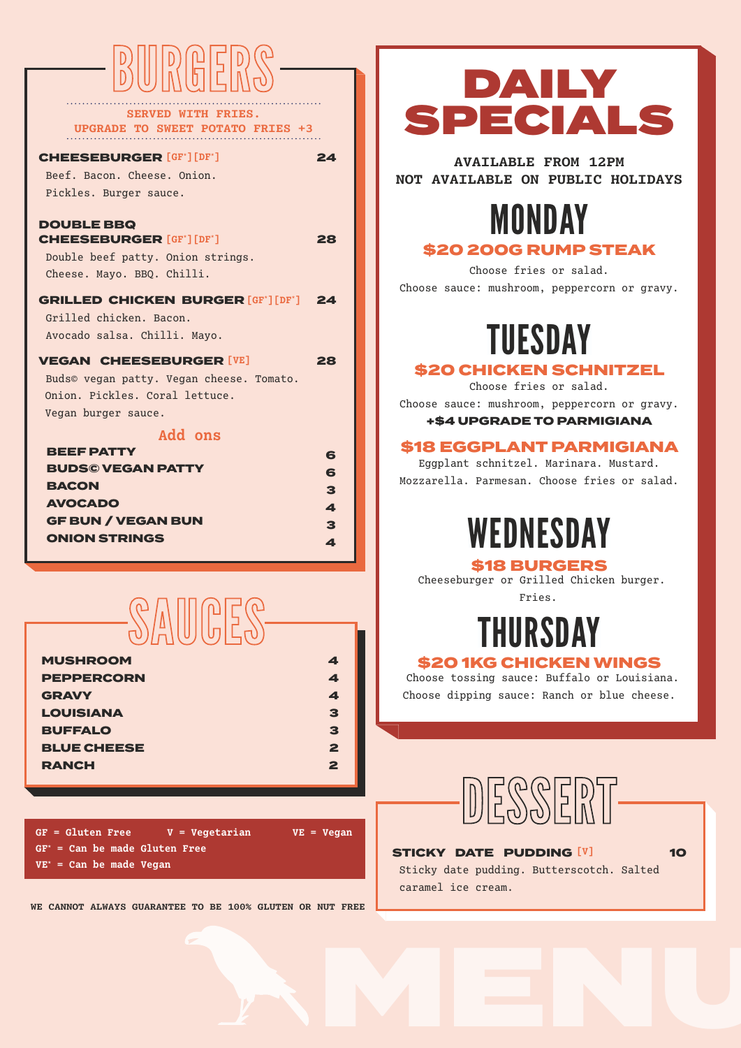# BURGERS

**SERVED WITH FRIES.**
**UPGRADE TO SWEET POTATO FRIES +3**

**CHEESEBURGER** [GF*][DF*] — **24**
Beef. Bacon. Cheese. Onion. Pickles. Burger sauce.

**DOUBLE BBQ CHEESEBURGER** [GF*][DF*] — **28**
Double beef patty. Onion strings. Cheese. Mayo. BBQ. Chilli.

**GRILLED CHICKEN BURGER** [GF*][DF*] — **24**
Grilled chicken. Bacon. Avocado salsa. Chilli. Mayo.

**VEGAN CHEESEBURGER** [VE] — **28**
Buds© vegan patty. Vegan cheese. Tomato. Onion. Pickles. Coral lettuce. Vegan burger sauce.

### Add ons

| Item | Price |
| --- | --- |
| BEEF PATTY | 6 |
| BUDS© VEGAN PATTY | 6 |
| BACON | 3 |
| AVOCADO | 4 |
| GF BUN / VEGAN BUN | 3 |
| ONION STRINGS | 4 |

# SAUCES

| Sauce | Price |
| --- | --- |
| MUSHROOM | 4 |
| PEPPERCORN | 4 |
| GRAVY | 4 |
| LOUISIANA | 3 |
| BUFFALO | 3 |
| BLUE CHEESE | 2 |
| RANCH | 2 |

**GF = Gluten Free V = Vegetarian VE = Vegan**
**GF* = Can be made Gluten Free**
**VE* = Can be made Vegan**

**WE CANNOT ALWAYS GUARANTEE TO BE 100% GLUTEN OR NUT FREE**

# DAILY SPECIALS

**AVAILABLE FROM 12PM**
**NOT AVAILABLE ON PUBLIC HOLIDAYS**

## MONDAY

### $20 200G RUMP STEAK

Choose fries or salad.
Choose sauce: mushroom, peppercorn or gravy.

## TUESDAY

### $20 CHICKEN SCHNITZEL

Choose fries or salad.
Choose sauce: mushroom, peppercorn or gravy.
**+$4 UPGRADE TO PARMIGIANA**

### $18 EGGPLANT PARMIGIANA

Eggplant schnitzel. Marinara. Mustard. Mozzarella. Parmesan. Choose fries or salad.

## WEDNESDAY

### $18 BURGERS

Cheeseburger or Grilled Chicken burger. Fries.

## THURSDAY

### $20 1KG CHICKEN WINGS

Choose tossing sauce: Buffalo or Louisiana.
Choose dipping sauce: Ranch or blue cheese.

# DESSERT

**STICKY DATE PUDDING** [V] — **10**
Sticky date pudding. Butterscotch. Salted caramel ice cream.

MENU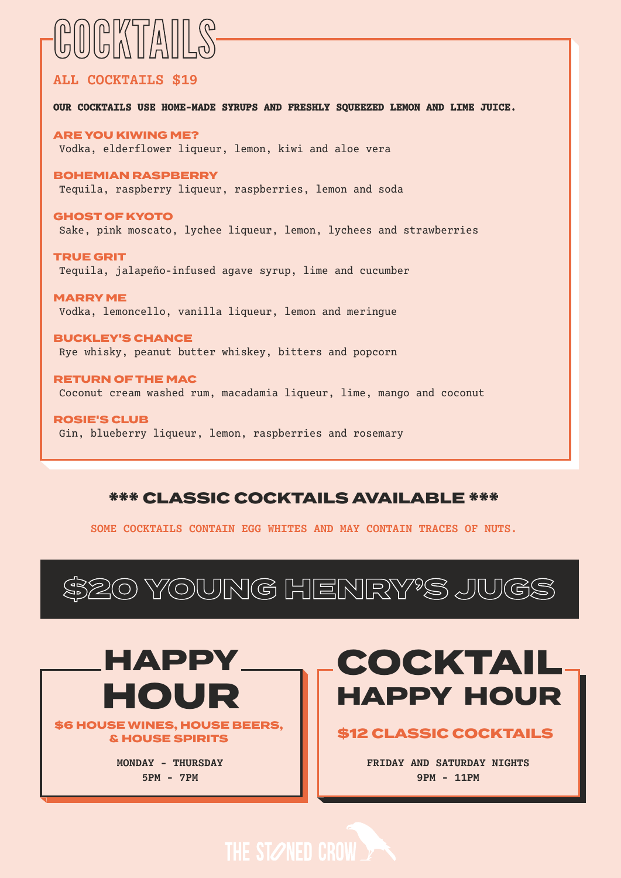# COCKTAILS

## ALL COCKTAILS $19

**OUR COCKTAILS USE HOME-MADE SYRUPS AND FRESHLY SQUEEZED LEMON AND LIME JUICE.**

**ARE YOU KIWING ME?**
Vodka, elderflower liqueur, lemon, kiwi and aloe vera

**BOHEMIAN RASPBERRY**
Tequila, raspberry liqueur, raspberries, lemon and soda

**GHOST OF KYOTO**
Sake, pink moscato, lychee liqueur, lemon, lychees and strawberries

**TRUE GRIT**
Tequila, jalapeño-infused agave syrup, lime and cucumber

**MARRY ME**
Vodka, lemoncello, vanilla liqueur, lemon and meringue

**BUCKLEY'S CHANCE**
Rye whisky, peanut butter whiskey, bitters and popcorn

**RETURN OF THE MAC**
Coconut cream washed rum, macadamia liqueur, lime, mango and coconut

**ROSIE'S CLUB**
Gin, blueberry liqueur, lemon, raspberries and rosemary

**\*\*\* CLASSIC COCKTAILS AVAILABLE \*\*\***

SOME COCKTAILS CONTAIN EGG WHITES AND MAY CONTAIN TRACES OF NUTS.

# $20 YOUNG HENRY'S JUGS

## HAPPY HOUR

**$6 HOUSE WINES, HOUSE BEERS, & HOUSE SPIRITS**

MONDAY - THURSDAY
5PM - 7PM

## COCKTAIL HAPPY HOUR

**$12 CLASSIC COCKTAILS**

FRIDAY AND SATURDAY NIGHTS
9PM - 11PM

THE STONED CROW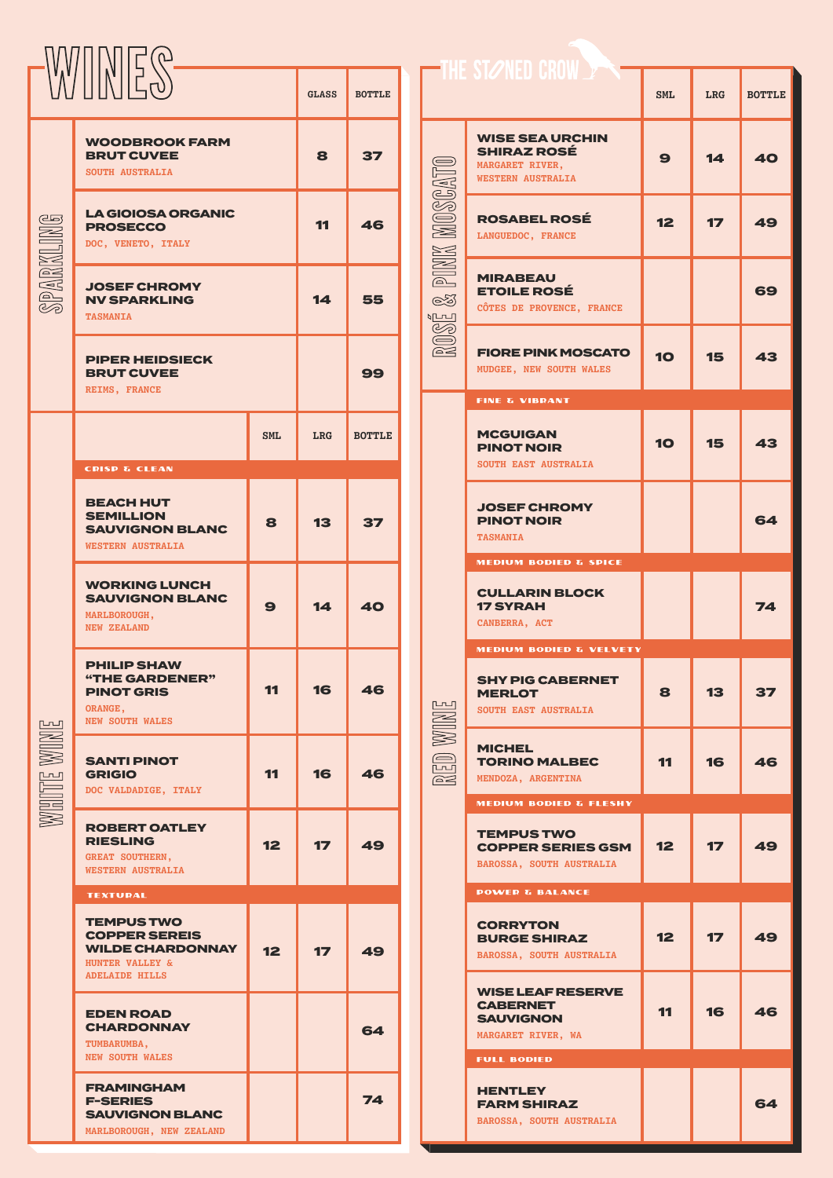# WINES

## Sparkling

| Sparkling | GLASS | BOTTLE |
|---|---|---|
| **WOODBROOK FARM BRUT CUVEE** SOUTH AUSTRALIA | 8 | 37 |
| **LA GIOIOSA ORGANIC PROSECCO** DOC, VENETO, ITALY | 11 | 46 |
| **JOSEF CHROMY NV SPARKLING** TASMANIA | 14 | 55 |
| **PIPER HEIDSIECK BRUT CUVEE** REIMS, FRANCE | | 99 |

## White Wine

| White Wine | SML | LRG | BOTTLE |
|---|---|---|---|
| **CRISP & CLEAN** | | | |
| **BEACH HUT SEMILLION SAUVIGNON BLANC** WESTERN AUSTRALIA | 8 | 13 | 37 |
| **WORKING LUNCH SAUVIGNON BLANC** MARLBOROUGH, NEW ZEALAND | 9 | 14 | 40 |
| **PHILIP SHAW "THE GARDENER" PINOT GRIS** ORANGE, NEW SOUTH WALES | 11 | 16 | 46 |
| **SANTI PINOT GRIGIO** DOC VALDADIGE, ITALY | 11 | 16 | 46 |
| **ROBERT OATLEY RIESLING** GREAT SOUTHERN, WESTERN AUSTRALIA | 12 | 17 | 49 |
| **TEXTURAL** | | | |
| **TEMPUS TWO COPPER SEREIS WILDE CHARDONNAY** HUNTER VALLEY & ADELAIDE HILLS | 12 | 17 | 49 |
| **EDEN ROAD CHARDONNAY** TUMBARUMBA, NEW SOUTH WALES | | | 64 |
| **FRAMINGHAM F-SERIES SAUVIGNON BLANC** MARLBOROUGH, NEW ZEALAND | | | 74 |

# THE STONED CROW

## Rosé & Pink Moscato

| Rosé & Pink Moscato | SML | LRG | BOTTLE |
|---|---|---|---|
| **WISE SEA URCHIN SHIRAZ ROSÉ** MARGARET RIVER, WESTERN AUSTRALIA | 9 | 14 | 40 |
| **ROSABEL ROSÉ** LANGUEDOC, FRANCE | 12 | 17 | 49 |
| **MIRABEAU ETOILE ROSÉ** CÔTES DE PROVENCE, FRANCE | | | 69 |
| **FIORE PINK MOSCATO** MUDGEE, NEW SOUTH WALES | 10 | 15 | 43 |

## Red Wine

| Red Wine | SML | LRG | BOTTLE |
|---|---|---|---|
| **FINE & VIBRANT** | | | |
| **MCGUIGAN PINOT NOIR** SOUTH EAST AUSTRALIA | 10 | 15 | 43 |
| **JOSEF CHROMY PINOT NOIR** TASMANIA | | | 64 |
| **MEDIUM BODIED & SPICE** | | | |
| **CULLARIN BLOCK 17 SYRAH** CANBERRA, ACT | | | 74 |
| **MEDIUM BODIED & VELVETY** | | | |
| **SHY PIG CABERNET MERLOT** SOUTH EAST AUSTRALIA | 8 | 13 | 37 |
| **MICHEL TORINO MALBEC** MENDOZA, ARGENTINA | 11 | 16 | 46 |
| **MEDIUM BODIED & FLESHY** | | | |
| **TEMPUS TWO COPPER SERIES GSM** BAROSSA, SOUTH AUSTRALIA | 12 | 17 | 49 |
| **POWER & BALANCE** | | | |
| **CORRYTON BURGE SHIRAZ** BAROSSA, SOUTH AUSTRALIA | 12 | 17 | 49 |
| **WISE LEAF RESERVE CABERNET SAUVIGNON** MARGARET RIVER, WA | 11 | 16 | 46 |
| **FULL BODIED** | | | |
| **HENTLEY FARM SHIRAZ** BAROSSA, SOUTH AUSTRALIA | | | 64 |